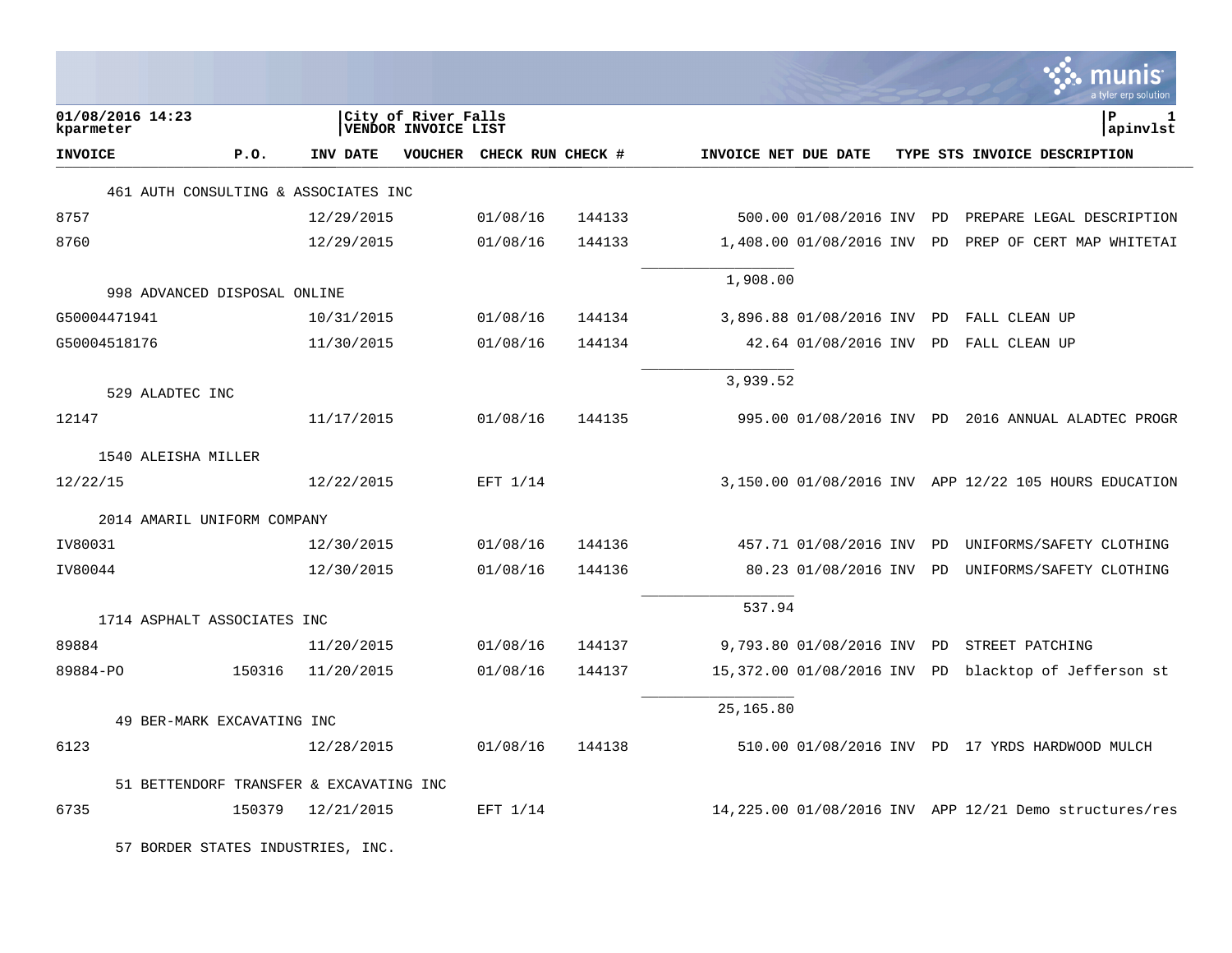01/08/2016 14:23
kparmeter

City of River Falls
VENDOR INVOICE LIST

P 1
apinvlst

| INVOICE | P.O. | INV DATE | VOUCHER | CHECK RUN | CHECK # | INVOICE NET | DUE DATE | TYPE | STS | INVOICE DESCRIPTION |
|---|---|---|---|---|---|---|---|---|---|---|
| 461 AUTH CONSULTING & ASSOCIATES INC | | | | | | | | | | |
| 8757 | | 12/29/2015 | | 01/08/16 | 144133 | 500.00 | 01/08/2016 | INV | PD | PREPARE LEGAL DESCRIPTION |
| 8760 | | 12/29/2015 | | 01/08/16 | 144133 | 1,408.00 | 01/08/2016 | INV | PD | PREP OF CERT MAP WHITETAI |
| | | | | | | 1,908.00 | | | | |
| 998 ADVANCED DISPOSAL ONLINE | | | | | | | | | | |
| G50004471941 | | 10/31/2015 | | 01/08/16 | 144134 | 3,896.88 | 01/08/2016 | INV | PD | FALL CLEAN UP |
| G50004518176 | | 11/30/2015 | | 01/08/16 | 144134 | 42.64 | 01/08/2016 | INV | PD | FALL CLEAN UP |
| | | | | | | 3,939.52 | | | | |
| 529 ALADTEC INC | | | | | | | | | | |
| 12147 | | 11/17/2015 | | 01/08/16 | 144135 | 995.00 | 01/08/2016 | INV | PD | 2016 ANNUAL ALADTEC PROGR |
| 1540 ALEISHA MILLER | | | | | | | | | | |
| 12/22/15 | | 12/22/2015 | | EFT 1/14 | | 3,150.00 | 01/08/2016 | INV | APP | 12/22 105 HOURS EDUCATION |
| 2014 AMARIL UNIFORM COMPANY | | | | | | | | | | |
| IV80031 | | 12/30/2015 | | 01/08/16 | 144136 | 457.71 | 01/08/2016 | INV | PD | UNIFORMS/SAFETY CLOTHING |
| IV80044 | | 12/30/2015 | | 01/08/16 | 144136 | 80.23 | 01/08/2016 | INV | PD | UNIFORMS/SAFETY CLOTHING |
| | | | | | | 537.94 | | | | |
| 1714 ASPHALT ASSOCIATES INC | | | | | | | | | | |
| 89884 | | 11/20/2015 | | 01/08/16 | 144137 | 9,793.80 | 01/08/2016 | INV | PD | STREET PATCHING |
| 89884-PO | 150316 | 11/20/2015 | | 01/08/16 | 144137 | 15,372.00 | 01/08/2016 | INV | PD | blacktop of Jefferson st |
| | | | | | | 25,165.80 | | | | |
| 49 BER-MARK EXCAVATING INC | | | | | | | | | | |
| 6123 | | 12/28/2015 | | 01/08/16 | 144138 | 510.00 | 01/08/2016 | INV | PD | 17 YRDS HARDWOOD MULCH |
| 51 BETTENDORF TRANSFER & EXCAVATING INC | | | | | | | | | | |
| 6735 | 150379 | 12/21/2015 | | EFT 1/14 | | 14,225.00 | 01/08/2016 | INV | APP | 12/21 Demo structures/res |
| 57 BORDER STATES INDUSTRIES, INC. | | | | | | | | | | |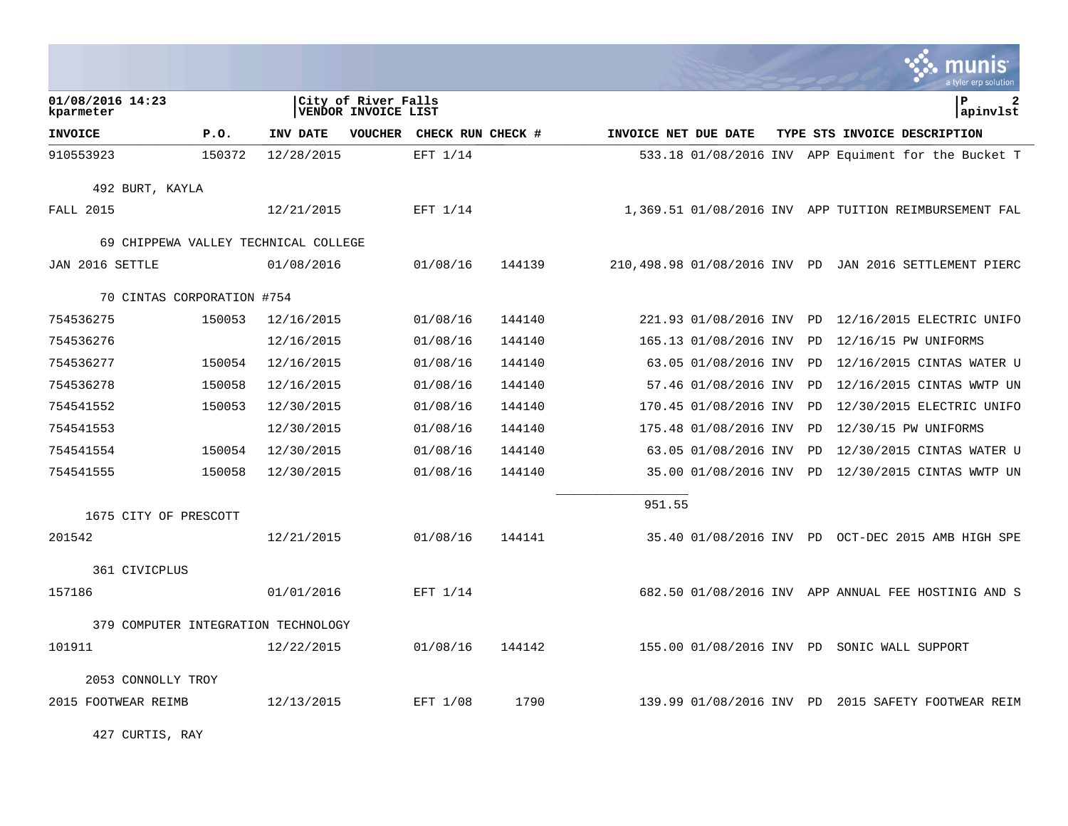| INVOICE | P.O. | INV DATE | VOUCHER | CHECK RUN | CHECK # | INVOICE NET | DUE DATE | TYPE | STS | INVOICE DESCRIPTION |
|---|---|---|---|---|---|---|---|---|---|---|
| 910553923 | 150372 | 12/28/2015 | | EFT 1/14 | | 533.18 | 01/08/2016 | INV | APP | Equiment for the Bucket T |
| 492 BURT, KAYLA | | | | | | | | | | |
| FALL 2015 | | 12/21/2015 | | EFT 1/14 | | 1,369.51 | 01/08/2016 | INV | APP | TUITION REIMBURSEMENT FAL |
| 69 CHIPPEWA VALLEY TECHNICAL COLLEGE | | | | | | | | | | |
| JAN 2016 SETTLE | | 01/08/2016 | | 01/08/16 | 144139 | 210,498.98 | 01/08/2016 | INV | PD | JAN 2016 SETTLEMENT PIERC |
| 70 CINTAS CORPORATION #754 | | | | | | | | | | |
| 754536275 | 150053 | 12/16/2015 | | 01/08/16 | 144140 | 221.93 | 01/08/2016 | INV | PD | 12/16/2015 ELECTRIC UNIFO |
| 754536276 | | 12/16/2015 | | 01/08/16 | 144140 | 165.13 | 01/08/2016 | INV | PD | 12/16/15 PW UNIFORMS |
| 754536277 | 150054 | 12/16/2015 | | 01/08/16 | 144140 | 63.05 | 01/08/2016 | INV | PD | 12/16/2015 CINTAS WATER U |
| 754536278 | 150058 | 12/16/2015 | | 01/08/16 | 144140 | 57.46 | 01/08/2016 | INV | PD | 12/16/2015 CINTAS WWTP UN |
| 754541552 | 150053 | 12/30/2015 | | 01/08/16 | 144140 | 170.45 | 01/08/2016 | INV | PD | 12/30/2015 ELECTRIC UNIFO |
| 754541553 | | 12/30/2015 | | 01/08/16 | 144140 | 175.48 | 01/08/2016 | INV | PD | 12/30/15 PW UNIFORMS |
| 754541554 | 150054 | 12/30/2015 | | 01/08/16 | 144140 | 63.05 | 01/08/2016 | INV | PD | 12/30/2015 CINTAS WATER U |
| 754541555 | 150058 | 12/30/2015 | | 01/08/16 | 144140 | 35.00 | 01/08/2016 | INV | PD | 12/30/2015 CINTAS WWTP UN |
| | | | | | | 951.55 | | | | |
| 1675 CITY OF PRESCOTT | | | | | | | | | | |
| 201542 | | 12/21/2015 | | 01/08/16 | 144141 | 35.40 | 01/08/2016 | INV | PD | OCT-DEC 2015 AMB HIGH SPE |
| 361 CIVICPLUS | | | | | | | | | | |
| 157186 | | 01/01/2016 | | EFT 1/14 | | 682.50 | 01/08/2016 | INV | APP | ANNUAL FEE HOSTINIG AND S |
| 379 COMPUTER INTEGRATION TECHNOLOGY | | | | | | | | | | |
| 101911 | | 12/22/2015 | | 01/08/16 | 144142 | 155.00 | 01/08/2016 | INV | PD | SONIC WALL SUPPORT |
| 2053 CONNOLLY TROY | | | | | | | | | | |
| 2015 FOOTWEAR REIMB | | 12/13/2015 | | EFT 1/08 | 1790 | 139.99 | 01/08/2016 | INV | PD | 2015 SAFETY FOOTWEAR REIM |
| 427 CURTIS, RAY | | | | | | | | | | |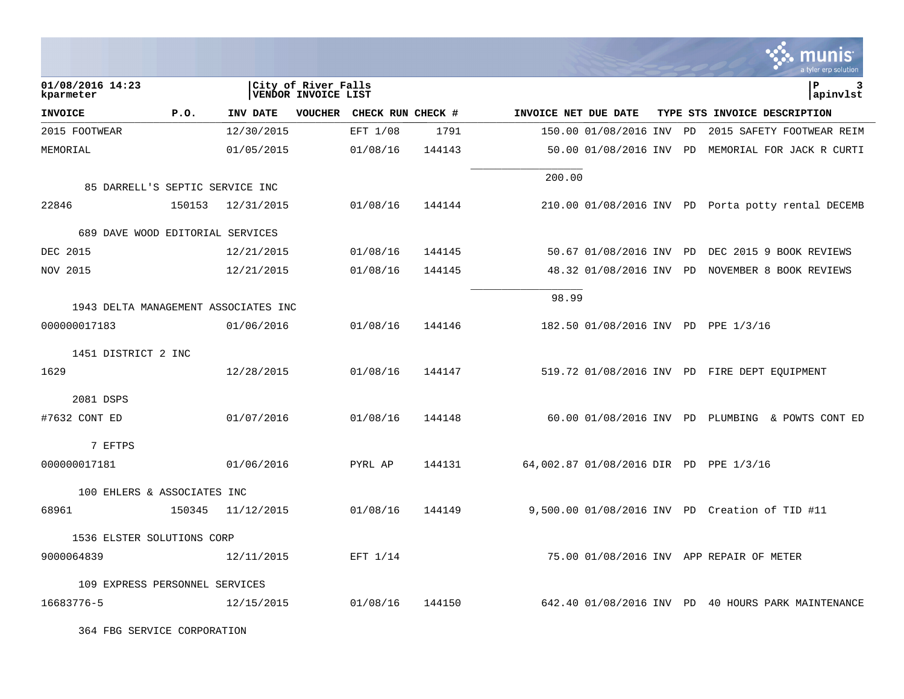01/08/2016 14:23
kparmeter

City of River Falls
VENDOR INVOICE LIST

P 3
apinvlst

| INVOICE | P.O. | INV DATE | VOUCHER | CHECK RUN | CHECK # | INVOICE NET | DUE DATE | TYPE | STS | INVOICE DESCRIPTION |
|---|---|---|---|---|---|---|---|---|---|---|
| 2015 FOOTWEAR | | 12/30/2015 | | EFT 1/08 | 1791 | 150.00 | 01/08/2016 | INV | PD | 2015 SAFETY FOOTWEAR REIM |
| MEMORIAL | | 01/05/2015 | | 01/08/16 | 144143 | 50.00 | 01/08/2016 | INV | PD | MEMORIAL FOR JACK R CURTI |
| | | | | | | 200.00 | | | | |
| 85 DARRELL'S SEPTIC SERVICE INC | | | | | | | | | | |
| 22846 | 150153 | 12/31/2015 | | 01/08/16 | 144144 | 210.00 | 01/08/2016 | INV | PD | Porta potty rental DECEMB |
| 689 DAVE WOOD EDITORIAL SERVICES | | | | | | | | | | |
| DEC 2015 | | 12/21/2015 | | 01/08/16 | 144145 | 50.67 | 01/08/2016 | INV | PD | DEC 2015 9 BOOK REVIEWS |
| NOV 2015 | | 12/21/2015 | | 01/08/16 | 144145 | 48.32 | 01/08/2016 | INV | PD | NOVEMBER 8 BOOK REVIEWS |
| | | | | | | 98.99 | | | | |
| 1943 DELTA MANAGEMENT ASSOCIATES INC | | | | | | | | | | |
| 000000017183 | | 01/06/2016 | | 01/08/16 | 144146 | 182.50 | 01/08/2016 | INV | PD | PPE 1/3/16 |
| 1451 DISTRICT 2 INC | | | | | | | | | | |
| 1629 | | 12/28/2015 | | 01/08/16 | 144147 | 519.72 | 01/08/2016 | INV | PD | FIRE DEPT EQUIPMENT |
| 2081 DSPS | | | | | | | | | | |
| #7632 CONT ED | | 01/07/2016 | | 01/08/16 | 144148 | 60.00 | 01/08/2016 | INV | PD | PLUMBING & POWTS CONT ED |
| 7 EFTPS | | | | | | | | | | |
| 000000017181 | | 01/06/2016 | | PYRL AP | 144131 | 64,002.87 | 01/08/2016 | DIR | PD | PPE 1/3/16 |
| 100 EHLERS & ASSOCIATES INC | | | | | | | | | | |
| 68961 | 150345 | 11/12/2015 | | 01/08/16 | 144149 | 9,500.00 | 01/08/2016 | INV | PD | Creation of TID #11 |
| 1536 ELSTER SOLUTIONS CORP | | | | | | | | | | |
| 9000064839 | | 12/11/2015 | | EFT 1/14 | | 75.00 | 01/08/2016 | INV | APP | REPAIR OF METER |
| 109 EXPRESS PERSONNEL SERVICES | | | | | | | | | | |
| 16683776-5 | | 12/15/2015 | | 01/08/16 | 144150 | 642.40 | 01/08/2016 | INV | PD | 40 HOURS PARK MAINTENANCE |
| 364 FBG SERVICE CORPORATION | | | | | | | | | | |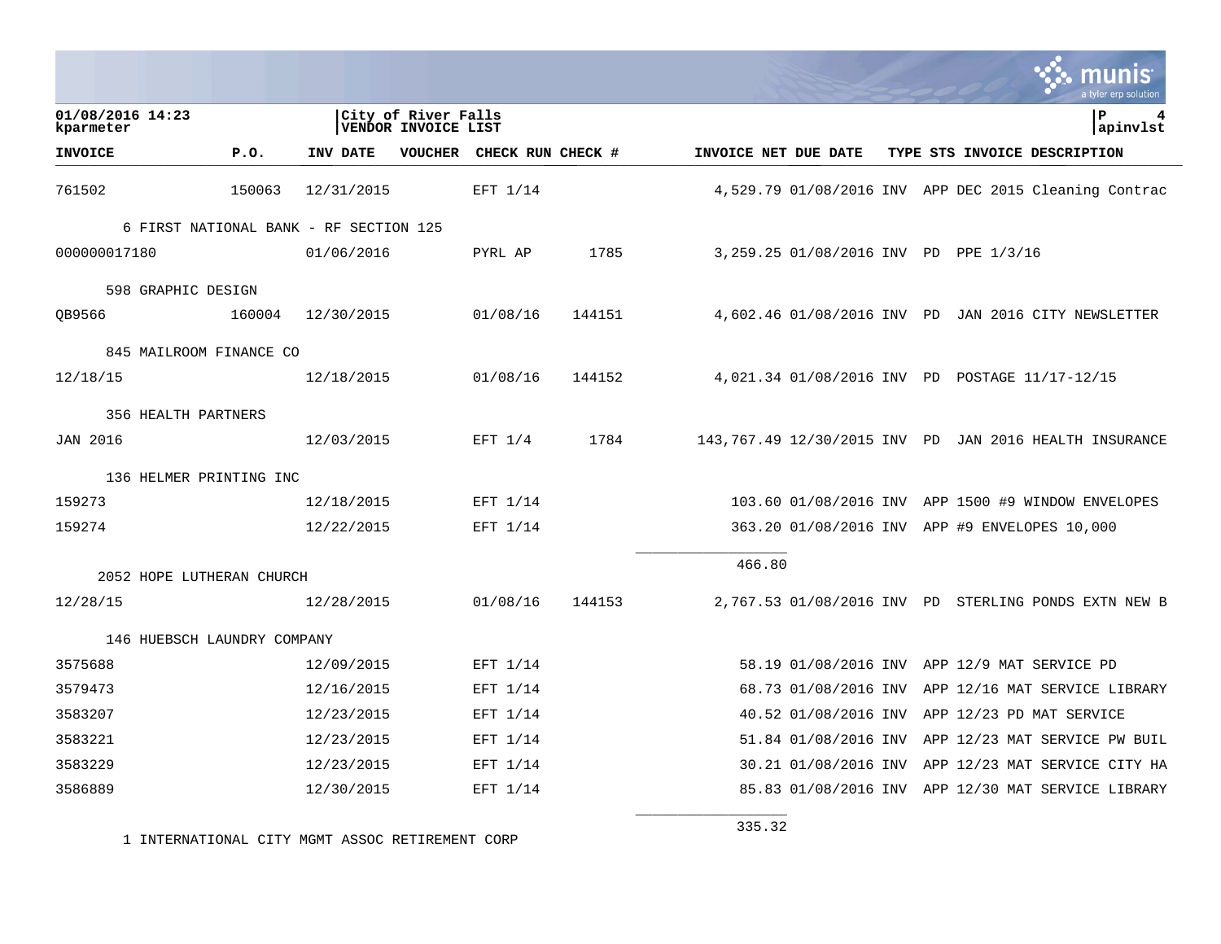01/08/2016 14:23 | City of River Falls | P 4
kparmeter | VENDOR INVOICE LIST | apinvlst

| INVOICE | P.O. | INV DATE | VOUCHER | CHECK RUN | CHECK # | INVOICE NET | DUE DATE | TYPE | STS | INVOICE DESCRIPTION |
|---|---|---|---|---|---|---|---|---|---|---|
| 761502 | 150063 | 12/31/2015 | | EFT 1/14 | | 4,529.79 | 01/08/2016 | INV | APP | DEC 2015 Cleaning Contrac |
| 6 FIRST NATIONAL BANK - RF SECTION 125 | | | | | | | | | | |
| 000000017180 | | 01/06/2016 | | PYRL AP | 1785 | 3,259.25 | 01/08/2016 | INV | PD | PPE 1/3/16 |
| 598 GRAPHIC DESIGN | | | | | | | | | | |
| QB9566 | 160004 | 12/30/2015 | | 01/08/16 | 144151 | 4,602.46 | 01/08/2016 | INV | PD | JAN 2016 CITY NEWSLETTER |
| 845 MAILROOM FINANCE CO | | | | | | | | | | |
| 12/18/15 | | 12/18/2015 | | 01/08/16 | 144152 | 4,021.34 | 01/08/2016 | INV | PD | POSTAGE 11/17-12/15 |
| 356 HEALTH PARTNERS | | | | | | | | | | |
| JAN 2016 | | 12/03/2015 | | EFT 1/4 | 1784 | 143,767.49 | 12/30/2015 | INV | PD | JAN 2016 HEALTH INSURANCE |
| 136 HELMER PRINTING INC | | | | | | | | | | |
| 159273 | | 12/18/2015 | | EFT 1/14 | | 103.60 | 01/08/2016 | INV | APP | 1500 #9 WINDOW ENVELOPES |
| 159274 | | 12/22/2015 | | EFT 1/14 | | 363.20 | 01/08/2016 | INV | APP | #9 ENVELOPES 10,000 |
| | | | | | | 466.80 | | | | |
| 2052 HOPE LUTHERAN CHURCH | | | | | | | | | | |
| 12/28/15 | | 12/28/2015 | | 01/08/16 | 144153 | 2,767.53 | 01/08/2016 | INV | PD | STERLING PONDS EXTN NEW B |
| 146 HUEBSCH LAUNDRY COMPANY | | | | | | | | | | |
| 3575688 | | 12/09/2015 | | EFT 1/14 | | 58.19 | 01/08/2016 | INV | APP | 12/9 MAT SERVICE PD |
| 3579473 | | 12/16/2015 | | EFT 1/14 | | 68.73 | 01/08/2016 | INV | APP | 12/16 MAT SERVICE LIBRARY |
| 3583207 | | 12/23/2015 | | EFT 1/14 | | 40.52 | 01/08/2016 | INV | APP | 12/23 PD MAT SERVICE |
| 3583221 | | 12/23/2015 | | EFT 1/14 | | 51.84 | 01/08/2016 | INV | APP | 12/23 MAT SERVICE PW BUIL |
| 3583229 | | 12/23/2015 | | EFT 1/14 | | 30.21 | 01/08/2016 | INV | APP | 12/23 MAT SERVICE CITY HA |
| 3586889 | | 12/30/2015 | | EFT 1/14 | | 85.83 | 01/08/2016 | INV | APP | 12/30 MAT SERVICE LIBRARY |
| | | | | | | 335.32 | | | | |
| 1 INTERNATIONAL CITY MGMT ASSOC RETIREMENT CORP | | | | | | | | | | |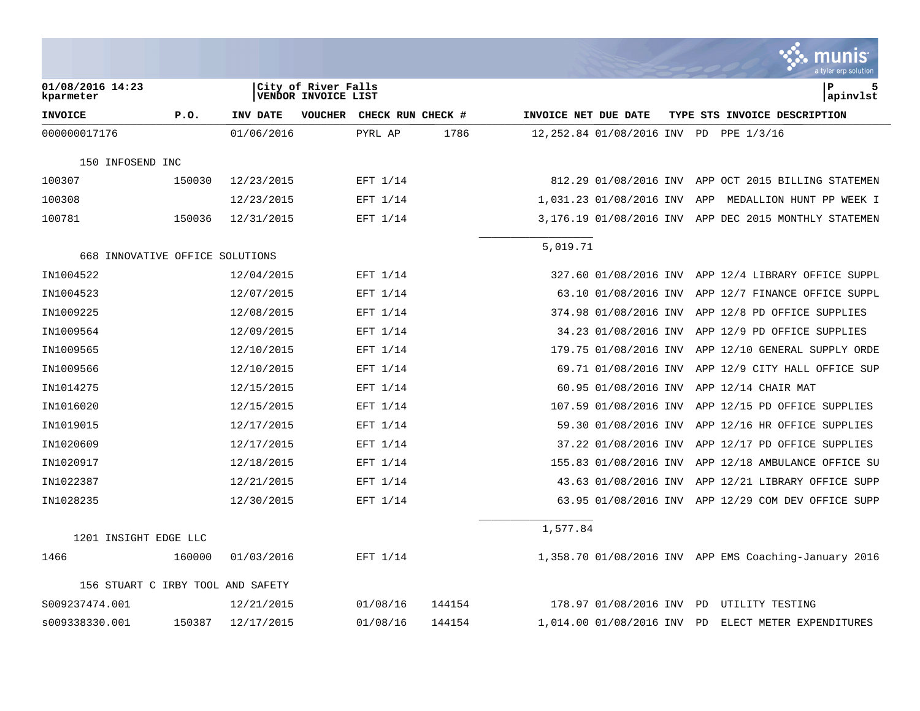City of River Falls
VENDOR INVOICE LIST

| INVOICE | P.O. | INV DATE | VOUCHER | CHECK RUN | CHECK # | INVOICE NET | DUE DATE | TYPE | STS | INVOICE DESCRIPTION |
|---|---|---|---|---|---|---|---|---|---|---|
| 000000017176 | | 01/06/2016 | | PYRL AP | 1786 | 12,252.84 | 01/08/2016 | INV | PD | PPE 1/3/16 |
| 150 INFOSEND INC | | | | | | | | | | |
| 100307 | 150030 | 12/23/2015 | | EFT 1/14 | | 812.29 | 01/08/2016 | INV | APP | OCT 2015 BILLING STATEMEN |
| 100308 | | 12/23/2015 | | EFT 1/14 | | 1,031.23 | 01/08/2016 | INV | APP | MEDALLION HUNT PP WEEK I |
| 100781 | 150036 | 12/31/2015 | | EFT 1/14 | | 3,176.19 | 01/08/2016 | INV | APP | DEC 2015 MONTHLY STATEMEN |
| | | | | | | 5,019.71 | | | | |
| 668 INNOVATIVE OFFICE SOLUTIONS | | | | | | | | | | |
| IN1004522 | | 12/04/2015 | | EFT 1/14 | | 327.60 | 01/08/2016 | INV | APP | 12/4 LIBRARY OFFICE SUPPL |
| IN1004523 | | 12/07/2015 | | EFT 1/14 | | 63.10 | 01/08/2016 | INV | APP | 12/7 FINANCE OFFICE SUPPL |
| IN1009225 | | 12/08/2015 | | EFT 1/14 | | 374.98 | 01/08/2016 | INV | APP | 12/8 PD OFFICE SUPPLIES |
| IN1009564 | | 12/09/2015 | | EFT 1/14 | | 34.23 | 01/08/2016 | INV | APP | 12/9 PD OFFICE SUPPLIES |
| IN1009565 | | 12/10/2015 | | EFT 1/14 | | 179.75 | 01/08/2016 | INV | APP | 12/10 GENERAL SUPPLY ORDE |
| IN1009566 | | 12/10/2015 | | EFT 1/14 | | 69.71 | 01/08/2016 | INV | APP | 12/9 CITY HALL OFFICE SUP |
| IN1014275 | | 12/15/2015 | | EFT 1/14 | | 60.95 | 01/08/2016 | INV | APP | 12/14 CHAIR MAT |
| IN1016020 | | 12/15/2015 | | EFT 1/14 | | 107.59 | 01/08/2016 | INV | APP | 12/15 PD OFFICE SUPPLIES |
| IN1019015 | | 12/17/2015 | | EFT 1/14 | | 59.30 | 01/08/2016 | INV | APP | 12/16 HR OFFICE SUPPLIES |
| IN1020609 | | 12/17/2015 | | EFT 1/14 | | 37.22 | 01/08/2016 | INV | APP | 12/17 PD OFFICE SUPPLIES |
| IN1020917 | | 12/18/2015 | | EFT 1/14 | | 155.83 | 01/08/2016 | INV | APP | 12/18 AMBULANCE OFFICE SU |
| IN1022387 | | 12/21/2015 | | EFT 1/14 | | 43.63 | 01/08/2016 | INV | APP | 12/21 LIBRARY OFFICE SUPP |
| IN1028235 | | 12/30/2015 | | EFT 1/14 | | 63.95 | 01/08/2016 | INV | APP | 12/29 COM DEV OFFICE SUPP |
| | | | | | | 1,577.84 | | | | |
| 1201 INSIGHT EDGE LLC | | | | | | | | | | |
| 1466 | 160000 | 01/03/2016 | | EFT 1/14 | | 1,358.70 | 01/08/2016 | INV | APP | EMS Coaching-January 2016 |
| 156 STUART C IRBY TOOL AND SAFETY | | | | | | | | | | |
| S009237474.001 | | 12/21/2015 | | 01/08/16 | 144154 | 178.97 | 01/08/2016 | INV | PD | UTILITY TESTING |
| s009338330.001 | 150387 | 12/17/2015 | | 01/08/16 | 144154 | 1,014.00 | 01/08/2016 | INV | PD | ELECT METER EXPENDITURES |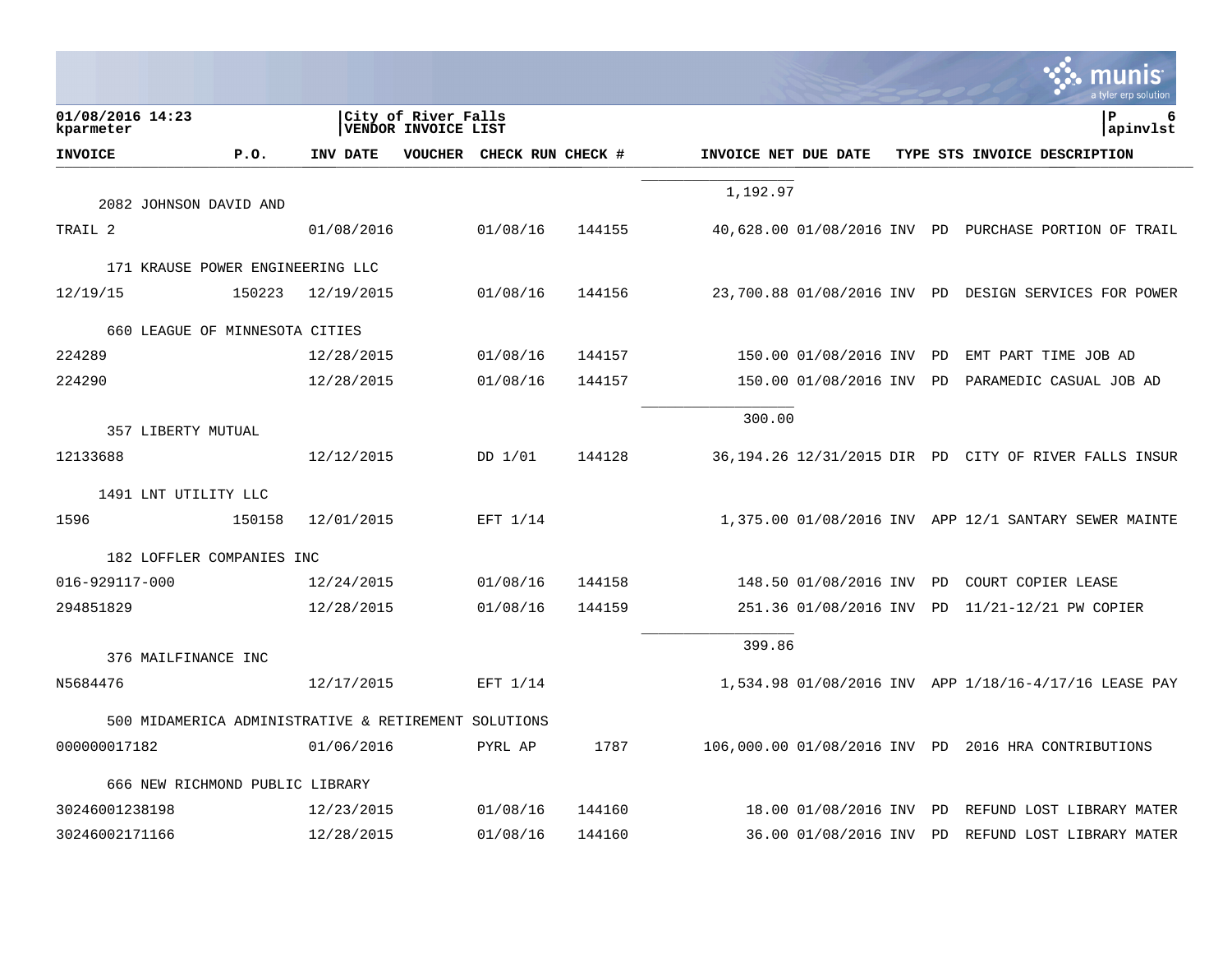01/08/2016 14:23
kparameter

City of River Falls
VENDOR INVOICE LIST

P 6
apinvlst

| INVOICE | P.O. | INV DATE | VOUCHER | CHECK RUN | CHECK # | INVOICE NET | DUE DATE | TYPE | STS | INVOICE DESCRIPTION |
|---|---|---|---|---|---|---|---|---|---|---|
| | | | | | | 1,192.97 | | | | |
| 2082 JOHNSON DAVID AND | | | | | | | | | | |
| TRAIL 2 | | 01/08/2016 | | 01/08/16 | 144155 | 40,628.00 | 01/08/2016 | INV | PD | PURCHASE PORTION OF TRAIL |
| 171 KRAUSE POWER ENGINEERING LLC | | | | | | | | | | |
| 12/19/15 | 150223 | 12/19/2015 | | 01/08/16 | 144156 | 23,700.88 | 01/08/2016 | INV | PD | DESIGN SERVICES FOR POWER |
| 660 LEAGUE OF MINNESOTA CITIES | | | | | | | | | | |
| 224289 | | 12/28/2015 | | 01/08/16 | 144157 | 150.00 | 01/08/2016 | INV | PD | EMT PART TIME JOB AD |
| 224290 | | 12/28/2015 | | 01/08/16 | 144157 | 150.00 | 01/08/2016 | INV | PD | PARAMEDIC CASUAL JOB AD |
| | | | | | | 300.00 | | | | |
| 357 LIBERTY MUTUAL | | | | | | | | | | |
| 12133688 | | 12/12/2015 | | DD 1/01 | 144128 | 36,194.26 | 12/31/2015 | DIR | PD | CITY OF RIVER FALLS INSUR |
| 1491 LNT UTILITY LLC | | | | | | | | | | |
| 1596 | 150158 | 12/01/2015 | | EFT 1/14 | | 1,375.00 | 01/08/2016 | INV | APP | 12/1 SANTARY SEWER MAINTE |
| 182 LOFFLER COMPANIES INC | | | | | | | | | | |
| 016-929117-000 | | 12/24/2015 | | 01/08/16 | 144158 | 148.50 | 01/08/2016 | INV | PD | COURT COPIER LEASE |
| 294851829 | | 12/28/2015 | | 01/08/16 | 144159 | 251.36 | 01/08/2016 | INV | PD | 11/21-12/21 PW COPIER |
| | | | | | | 399.86 | | | | |
| 376 MAILFINANCE INC | | | | | | | | | | |
| N5684476 | | 12/17/2015 | | EFT 1/14 | | 1,534.98 | 01/08/2016 | INV | APP | 1/18/16-4/17/16 LEASE PAY |
| 500 MIDAMERICA ADMINISTRATIVE & RETIREMENT SOLUTIONS | | | | | | | | | | |
| 000000017182 | | 01/06/2016 | | PYRL AP | 1787 | 106,000.00 | 01/08/2016 | INV | PD | 2016 HRA CONTRIBUTIONS |
| 666 NEW RICHMOND PUBLIC LIBRARY | | | | | | | | | | |
| 30246001238198 | | 12/23/2015 | | 01/08/16 | 144160 | 18.00 | 01/08/2016 | INV | PD | REFUND LOST LIBRARY MATER |
| 30246002171166 | | 12/28/2015 | | 01/08/16 | 144160 | 36.00 | 01/08/2016 | INV | PD | REFUND LOST LIBRARY MATER |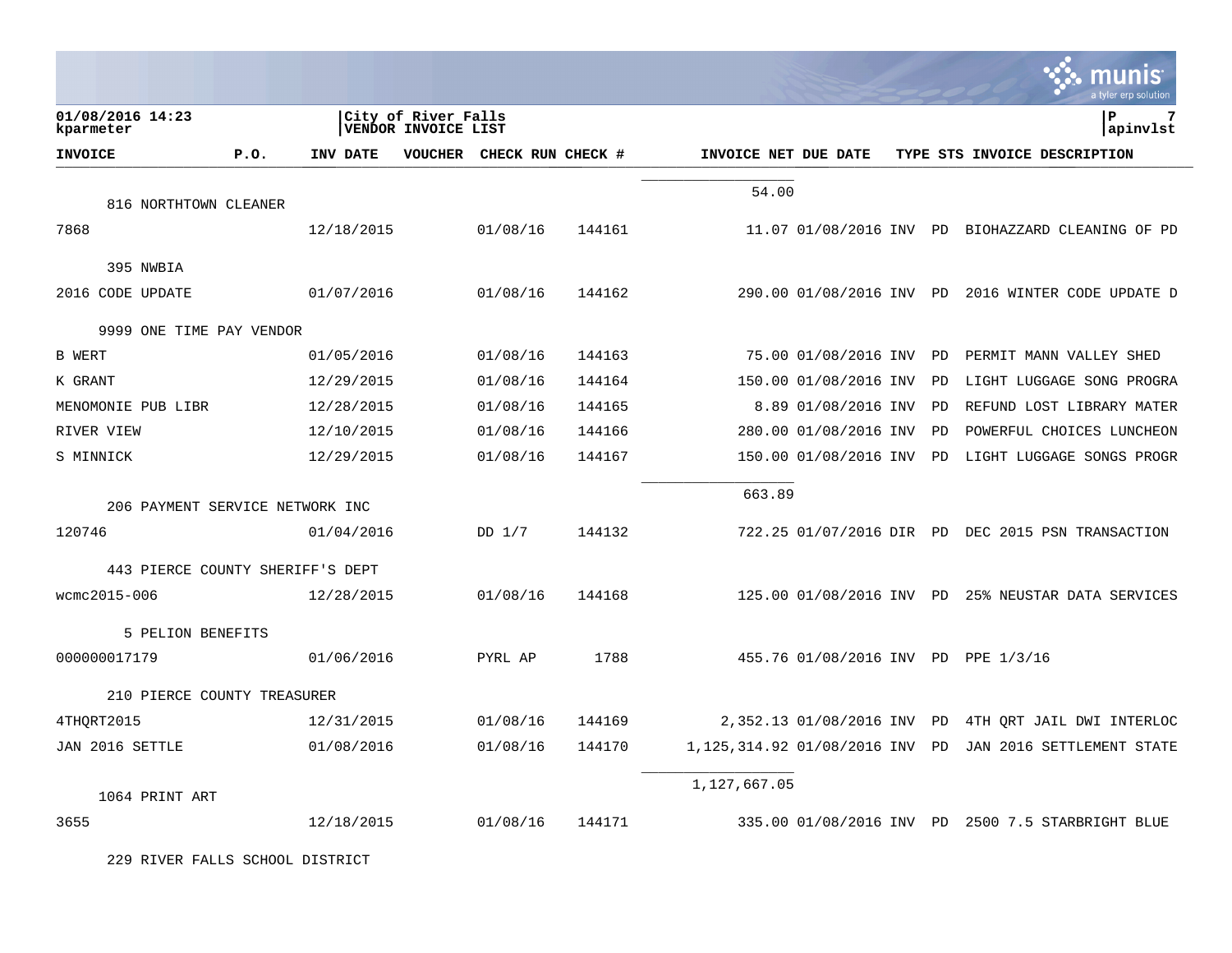| INVOICE | P.O. | INV DATE | VOUCHER | CHECK RUN | CHECK # | INVOICE NET | DUE DATE | TYPE | STS | INVOICE DESCRIPTION |
|---|---|---|---|---|---|---|---|---|---|---|
| | | | | | | 54.00 | | | | |
| 816 NORTHTOWN CLEANER | | | | | | | | | | |
| 7868 | | 12/18/2015 | | 01/08/16 | 144161 | 11.07 | 01/08/2016 | INV | PD | BIOHAZZARD CLEANING OF PD |
| 395 NWBIA | | | | | | | | | | |
| 2016 CODE UPDATE | | 01/07/2016 | | 01/08/16 | 144162 | 290.00 | 01/08/2016 | INV | PD | 2016 WINTER CODE UPDATE D |
| 9999 ONE TIME PAY VENDOR | | | | | | | | | | |
| B WERT | | 01/05/2016 | | 01/08/16 | 144163 | 75.00 | 01/08/2016 | INV | PD | PERMIT MANN VALLEY SHED |
| K GRANT | | 12/29/2015 | | 01/08/16 | 144164 | 150.00 | 01/08/2016 | INV | PD | LIGHT LUGGAGE SONG PROGRA |
| MENOMONIE PUB LIBR | | 12/28/2015 | | 01/08/16 | 144165 | 8.89 | 01/08/2016 | INV | PD | REFUND LOST LIBRARY MATER |
| RIVER VIEW | | 12/10/2015 | | 01/08/16 | 144166 | 280.00 | 01/08/2016 | INV | PD | POWERFUL CHOICES LUNCHEON |
| S MINNICK | | 12/29/2015 | | 01/08/16 | 144167 | 150.00 | 01/08/2016 | INV | PD | LIGHT LUGGAGE SONGS PROGR |
| | | | | | | 663.89 | | | | |
| 206 PAYMENT SERVICE NETWORK INC | | | | | | | | | | |
| 120746 | | 01/04/2016 | | DD 1/7 | 144132 | 722.25 | 01/07/2016 | DIR | PD | DEC 2015 PSN TRANSACTION |
| 443 PIERCE COUNTY SHERIFF'S DEPT | | | | | | | | | | |
| wcmc2015-006 | | 12/28/2015 | | 01/08/16 | 144168 | 125.00 | 01/08/2016 | INV | PD | 25% NEUSTAR DATA SERVICES |
| 5 PELION BENEFITS | | | | | | | | | | |
| 000000017179 | | 01/06/2016 | | PYRL AP | 1788 | 455.76 | 01/08/2016 | INV | PD | PPE 1/3/16 |
| 210 PIERCE COUNTY TREASURER | | | | | | | | | | |
| 4THQRT2015 | | 12/31/2015 | | 01/08/16 | 144169 | 2,352.13 | 01/08/2016 | INV | PD | 4TH QRT JAIL DWI INTERLOC |
| JAN 2016 SETTLE | | 01/08/2016 | | 01/08/16 | 144170 | 1,125,314.92 | 01/08/2016 | INV | PD | JAN 2016 SETTLEMENT STATE |
| | | | | | | 1,127,667.05 | | | | |
| 1064 PRINT ART | | | | | | | | | | |
| 3655 | | 12/18/2015 | | 01/08/16 | 144171 | 335.00 | 01/08/2016 | INV | PD | 2500 7.5 STARBRIGHT BLUE |
| 229 RIVER FALLS SCHOOL DISTRICT | | | | | | | | | | |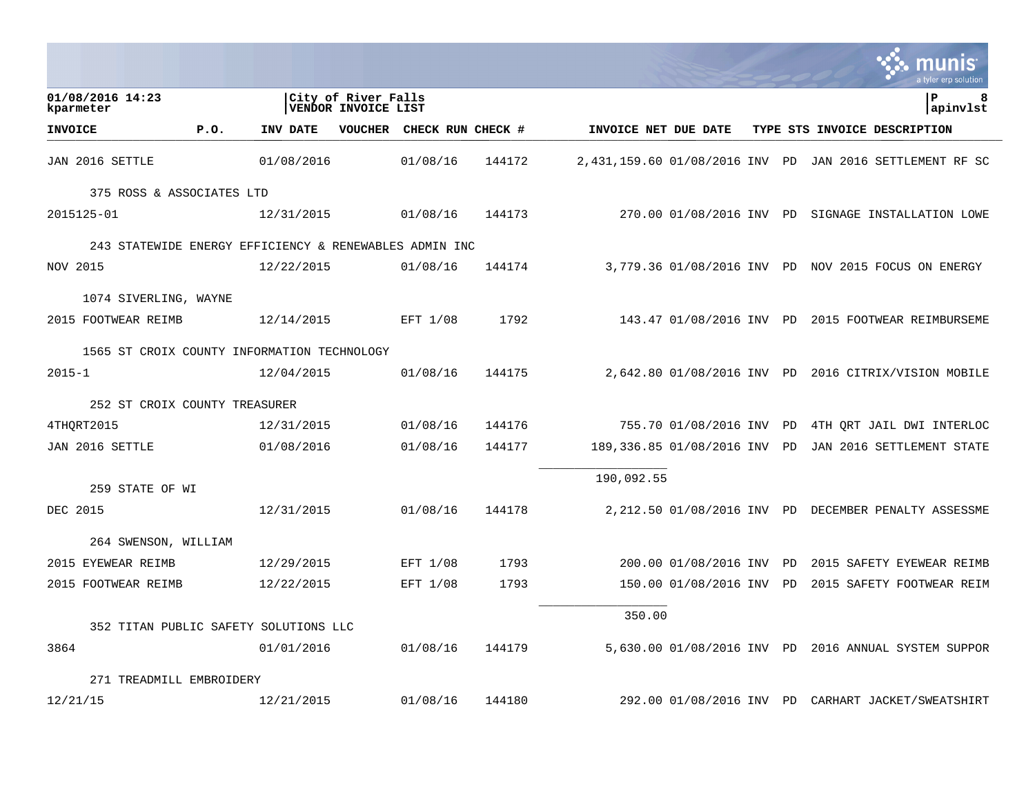01/08/2016 14:23
kparmeter

City of River Falls
VENDOR INVOICE LIST

P 8
apinvlst

| INVOICE | P.O. | INV DATE | VOUCHER | CHECK RUN | CHECK # | INVOICE NET | DUE DATE | TYPE | STS | INVOICE DESCRIPTION |
|---|---|---|---|---|---|---|---|---|---|---|
| JAN 2016 SETTLE | | 01/08/2016 | | 01/08/16 | 144172 | 2,431,159.60 | 01/08/2016 | INV | PD | JAN 2016 SETTLEMENT RF SC |
| 375 ROSS & ASSOCIATES LTD | | | | | | | | | | |
| 2015125-01 | | 12/31/2015 | | 01/08/16 | 144173 | 270.00 | 01/08/2016 | INV | PD | SIGNAGE INSTALLATION LOWE |
| 243 STATEWIDE ENERGY EFFICIENCY & RENEWABLES ADMIN INC | | | | | | | | | | |
| NOV 2015 | | 12/22/2015 | | 01/08/16 | 144174 | 3,779.36 | 01/08/2016 | INV | PD | NOV 2015 FOCUS ON ENERGY |
| 1074 SIVERLING, WAYNE | | | | | | | | | | |
| 2015 FOOTWEAR REIMB | | 12/14/2015 | | EFT 1/08 | 1792 | 143.47 | 01/08/2016 | INV | PD | 2015 FOOTWEAR REIMBURSEME |
| 1565 ST CROIX COUNTY INFORMATION TECHNOLOGY | | | | | | | | | | |
| 2015-1 | | 12/04/2015 | | 01/08/16 | 144175 | 2,642.80 | 01/08/2016 | INV | PD | 2016 CITRIX/VISION MOBILE |
| 252 ST CROIX COUNTY TREASURER | | | | | | | | | | |
| 4THQRT2015 | | 12/31/2015 | | 01/08/16 | 144176 | 755.70 | 01/08/2016 | INV | PD | 4TH QRT JAIL DWI INTERLOC |
| JAN 2016 SETTLE | | 01/08/2016 | | 01/08/16 | 144177 | 189,336.85 | 01/08/2016 | INV | PD | JAN 2016 SETTLEMENT STATE |
| | | | | | | 190,092.55 | | | | |
| 259 STATE OF WI | | | | | | | | | | |
| DEC 2015 | | 12/31/2015 | | 01/08/16 | 144178 | 2,212.50 | 01/08/2016 | INV | PD | DECEMBER PENALTY ASSESSME |
| 264 SWENSON, WILLIAM | | | | | | | | | | |
| 2015 EYEWEAR REIMB | | 12/29/2015 | | EFT 1/08 | 1793 | 200.00 | 01/08/2016 | INV | PD | 2015 SAFETY EYEWEAR REIMB |
| 2015 FOOTWEAR REIMB | | 12/22/2015 | | EFT 1/08 | 1793 | 150.00 | 01/08/2016 | INV | PD | 2015 SAFETY FOOTWEAR REIM |
| | | | | | | 350.00 | | | | |
| 352 TITAN PUBLIC SAFETY SOLUTIONS LLC | | | | | | | | | | |
| 3864 | | 01/01/2016 | | 01/08/16 | 144179 | 5,630.00 | 01/08/2016 | INV | PD | 2016 ANNUAL SYSTEM SUPPOR |
| 271 TREADMILL EMBROIDERY | | | | | | | | | | |
| 12/21/15 | | 12/21/2015 | | 01/08/16 | 144180 | 292.00 | 01/08/2016 | INV | PD | CARHART JACKET/SWEATSHIRT |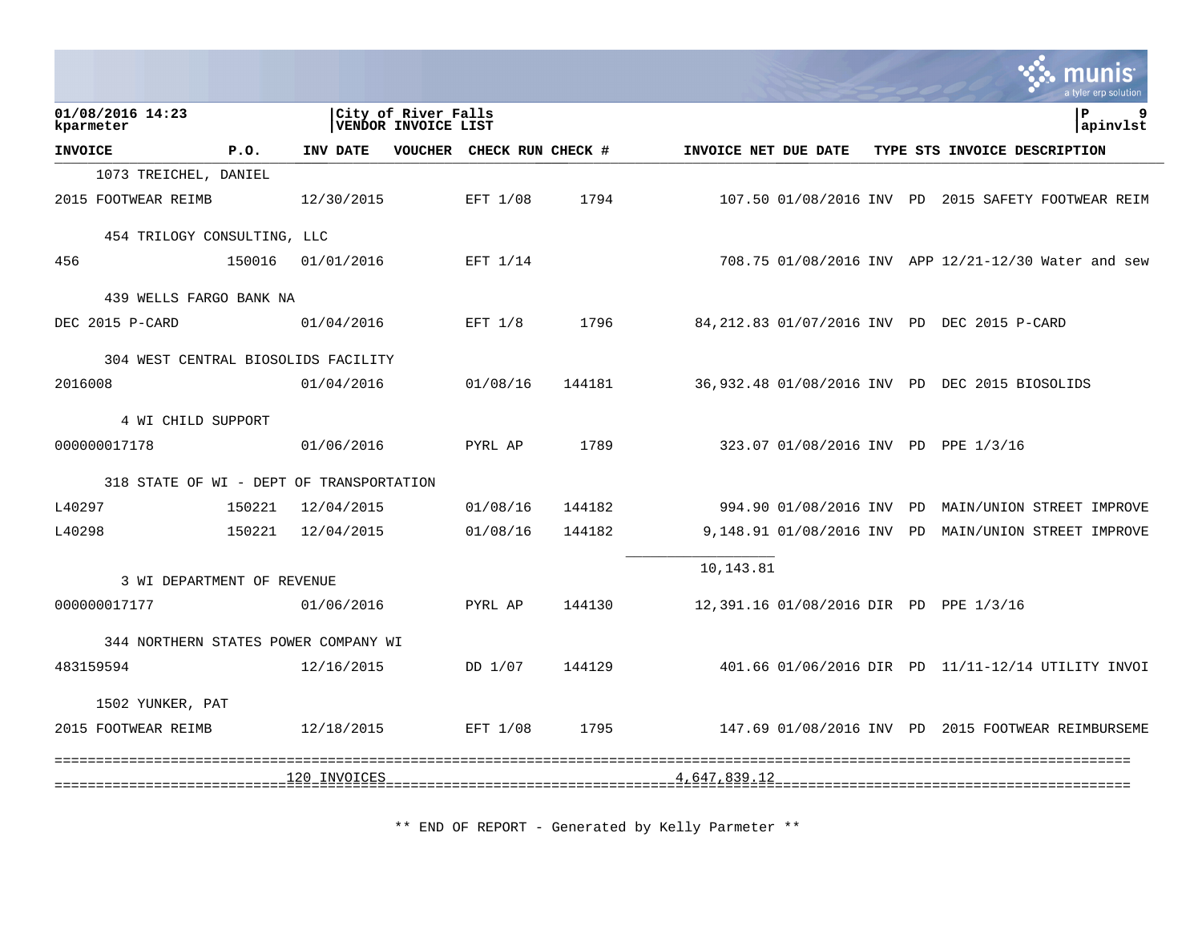01/08/2016 14:23
kparmeter

City of River Falls
VENDOR INVOICE LIST

apinvlst

| INVOICE | P.O. | INV DATE | VOUCHER | CHECK RUN | CHECK # | INVOICE NET | DUE DATE | TYPE | STS | INVOICE DESCRIPTION |
|---|---|---|---|---|---|---|---|---|---|---|
| 1073 TREICHEL, DANIEL | | | | | | | | | | |
| 2015 FOOTWEAR REIMB | | 12/30/2015 | | EFT 1/08 | 1794 | 107.50 | 01/08/2016 | INV | PD | 2015 SAFETY FOOTWEAR REIM |
| 454 TRILOGY CONSULTING, LLC | | | | | | | | | | |
| 456 | 150016 | 01/01/2016 | | EFT 1/14 | | 708.75 | 01/08/2016 | INV | APP | 12/21-12/30 Water and sew |
| 439 WELLS FARGO BANK NA | | | | | | | | | | |
| DEC 2015 P-CARD | | 01/04/2016 | | EFT 1/8 | 1796 | 84,212.83 | 01/07/2016 | INV | PD | DEC 2015 P-CARD |
| 304 WEST CENTRAL BIOSOLIDS FACILITY | | | | | | | | | | |
| 2016008 | | 01/04/2016 | | 01/08/16 | 144181 | 36,932.48 | 01/08/2016 | INV | PD | DEC 2015 BIOSOLIDS |
| 4 WI CHILD SUPPORT | | | | | | | | | | |
| 000000017178 | | 01/06/2016 | | PYRL AP | 1789 | 323.07 | 01/08/2016 | INV | PD | PPE 1/3/16 |
| 318 STATE OF WI - DEPT OF TRANSPORTATION | | | | | | | | | | |
| L40297 | 150221 | 12/04/2015 | | 01/08/16 | 144182 | 994.90 | 01/08/2016 | INV | PD | MAIN/UNION STREET IMPROVE |
| L40298 | 150221 | 12/04/2015 | | 01/08/16 | 144182 | 9,148.91 | 01/08/2016 | INV | PD | MAIN/UNION STREET IMPROVE |
| | | | | | | 10,143.81 | | | | |
| 3 WI DEPARTMENT OF REVENUE | | | | | | | | | | |
| 000000017177 | | 01/06/2016 | | PYRL AP | 144130 | 12,391.16 | 01/08/2016 | DIR | PD | PPE 1/3/16 |
| 344 NORTHERN STATES POWER COMPANY WI | | | | | | | | | | |
| 483159594 | | 12/16/2015 | | DD 1/07 | 144129 | 401.66 | 01/06/2016 | DIR | PD | 11/11-12/14 UTILITY INVOI |
| 1502 YUNKER, PAT | | | | | | | | | | |
| 2015 FOOTWEAR REIMB | | 12/18/2015 | | EFT 1/08 | 1795 | 147.69 | 01/08/2016 | INV | PD | 2015 FOOTWEAR REIMBURSEME |
| | | 120 INVOICES | | | | 4,647,839.12 | | | | |

** END OF REPORT - Generated by Kelly Parmeter **